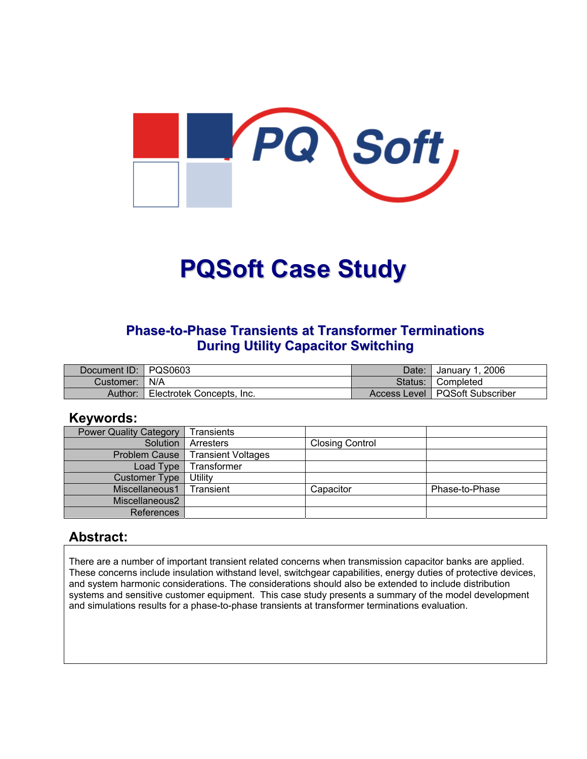# PQSoft Case Study

## Phase-to-Phase Transients at Transformer Terminations During Utility Capacitor Switching

| Document ID: | PQS0603 | Date: | January 1, 2006 |
|---|---|---|---|
| Customer: | N/A | Status: | Completed |
| Author: | Electrotek Concepts, Inc. | Access Level | PQSoft Subscriber |

## Keywords:

| Power Quality Category | Transients | | |
|---|---|---|---|
| Solution | Arresters | Closing Control | |
| Problem Cause | Transient Voltages | | |
| Load Type | Transformer | | |
| Customer Type | Utility | | |
| Miscellaneous1 | Transient | Capacitor | Phase-to-Phase |
| Miscellaneous2 | | | |
| References | | | |

## Abstract:

There are a number of important transient related concerns when transmission capacitor banks are applied. These concerns include insulation withstand level, switchgear capabilities, energy duties of protective devices, and system harmonic considerations. The considerations should also be extended to include distribution systems and sensitive customer equipment. This case study presents a summary of the model development and simulations results for a phase-to-phase transients at transformer terminations evaluation.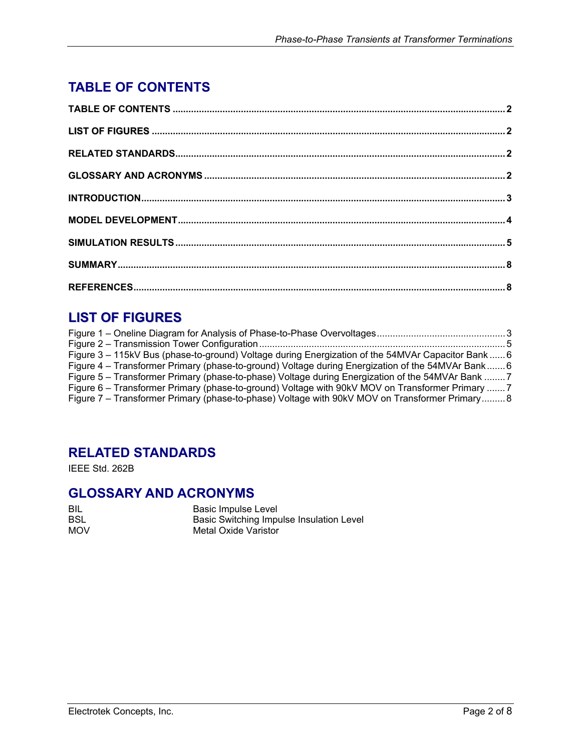# TABLE OF CONTENTS

**TABLE OF CONTENTS** .......... **2**

**LIST OF FIGURES** .......... **2**

**RELATED STANDARDS** .......... **2**

**GLOSSARY AND ACRONYMS** .......... **2**

**INTRODUCTION** .......... **3**

**MODEL DEVELOPMENT** .......... **4**

**SIMULATION RESULTS** .......... **5**

**SUMMARY** .......... **8**

**REFERENCES** .......... **8**

# LIST OF FIGURES

Figure 1 – Oneline Diagram for Analysis of Phase-to-Phase Overvoltages .......... 3
Figure 2 – Transmission Tower Configuration .......... 5
Figure 3 – 115kV Bus (phase-to-ground) Voltage during Energization of the 54MVAr Capacitor Bank .......... 6
Figure 4 – Transformer Primary (phase-to-ground) Voltage during Energization of the 54MVAr Bank .......... 6
Figure 5 – Transformer Primary (phase-to-phase) Voltage during Energization of the 54MVAr Bank .......... 7
Figure 6 – Transformer Primary (phase-to-ground) Voltage with 90kV MOV on Transformer Primary .......... 7
Figure 7 – Transformer Primary (phase-to-phase) Voltage with 90kV MOV on Transformer Primary .......... 8

# RELATED STANDARDS

IEEE Std. 262B

# GLOSSARY AND ACRONYMS

| | |
|---|---|
| BIL | Basic Impulse Level |
| BSL | Basic Switching Impulse Insulation Level |
| MOV | Metal Oxide Varistor |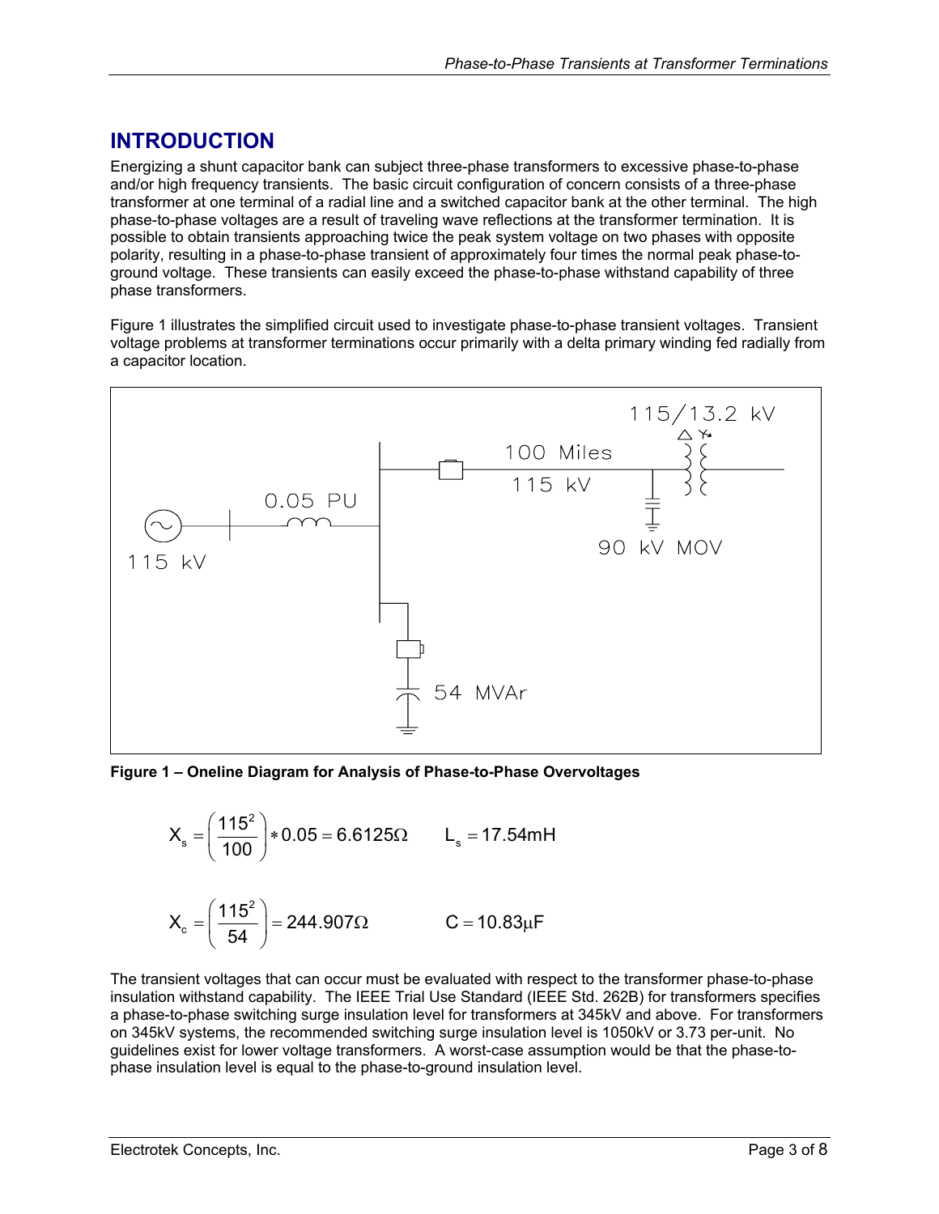## INTRODUCTION

Energizing a shunt capacitor bank can subject three-phase transformers to excessive phase-to-phase and/or high frequency transients. The basic circuit configuration of concern consists of a three-phase transformer at one terminal of a radial line and a switched capacitor bank at the other terminal. The high phase-to-phase voltages are a result of traveling wave reflections at the transformer termination. It is possible to obtain transients approaching twice the peak system voltage on two phases with opposite polarity, resulting in a phase-to-phase transient of approximately four times the normal peak phase-to-ground voltage. These transients can easily exceed the phase-to-phase withstand capability of three phase transformers.

Figure 1 illustrates the simplified circuit used to investigate phase-to-phase transient voltages. Transient voltage problems at transformer terminations occur primarily with a delta primary winding fed radially from a capacitor location.

**Figure 1 – Oneline Diagram for Analysis of Phase-to-Phase Overvoltages**

$$X_s = \left(\frac{115^2}{100}\right) * 0.05 = 6.6125\Omega \qquad L_s = 17.54\text{mH}$$

$$X_c = \left(\frac{115^2}{54}\right) = 244.907\Omega \qquad C = 10.83\mu\text{F}$$

The transient voltages that can occur must be evaluated with respect to the transformer phase-to-phase insulation withstand capability. The IEEE Trial Use Standard (IEEE Std. 262B) for transformers specifies a phase-to-phase switching surge insulation level for transformers at 345kV and above. For transformers on 345kV systems, the recommended switching surge insulation level is 1050kV or 3.73 per-unit. No guidelines exist for lower voltage transformers. A worst-case assumption would be that the phase-to-phase insulation level is equal to the phase-to-ground insulation level.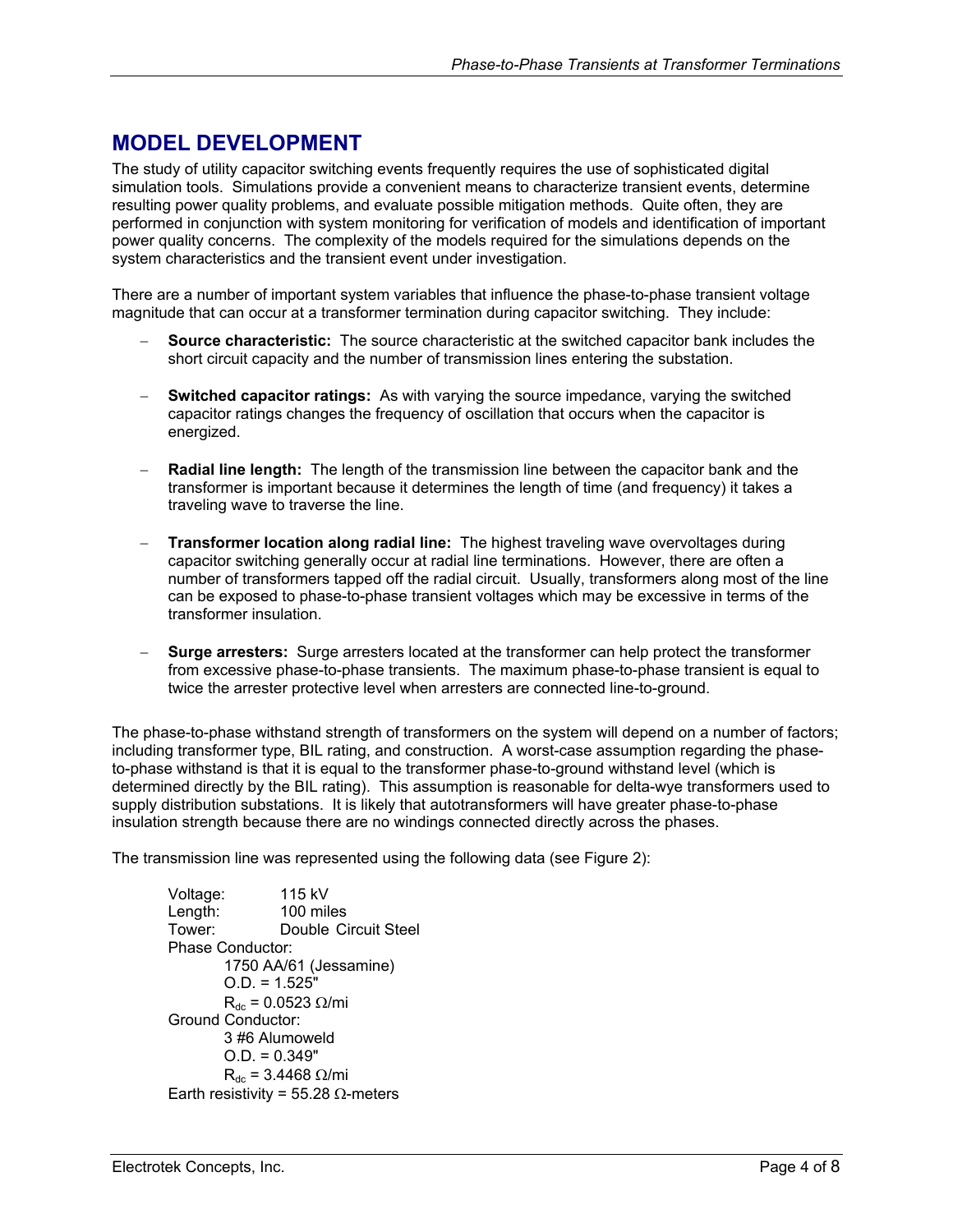## MODEL DEVELOPMENT

The study of utility capacitor switching events frequently requires the use of sophisticated digital simulation tools. Simulations provide a convenient means to characterize transient events, determine resulting power quality problems, and evaluate possible mitigation methods. Quite often, they are performed in conjunction with system monitoring for verification of models and identification of important power quality concerns. The complexity of the models required for the simulations depends on the system characteristics and the transient event under investigation.

There are a number of important system variables that influence the phase-to-phase transient voltage magnitude that can occur at a transformer termination during capacitor switching. They include:

- **Source characteristic:** The source characteristic at the switched capacitor bank includes the short circuit capacity and the number of transmission lines entering the substation.
- **Switched capacitor ratings:** As with varying the source impedance, varying the switched capacitor ratings changes the frequency of oscillation that occurs when the capacitor is energized.
- **Radial line length:** The length of the transmission line between the capacitor bank and the transformer is important because it determines the length of time (and frequency) it takes a traveling wave to traverse the line.
- **Transformer location along radial line:** The highest traveling wave overvoltages during capacitor switching generally occur at radial line terminations. However, there are often a number of transformers tapped off the radial circuit. Usually, transformers along most of the line can be exposed to phase-to-phase transient voltages which may be excessive in terms of the transformer insulation.
- **Surge arresters:** Surge arresters located at the transformer can help protect the transformer from excessive phase-to-phase transients. The maximum phase-to-phase transient is equal to twice the arrester protective level when arresters are connected line-to-ground.

The phase-to-phase withstand strength of transformers on the system will depend on a number of factors; including transformer type, BIL rating, and construction. A worst-case assumption regarding the phase-to-phase withstand is that it is equal to the transformer phase-to-ground withstand level (which is determined directly by the BIL rating). This assumption is reasonable for delta-wye transformers used to supply distribution substations. It is likely that autotransformers will have greater phase-to-phase insulation strength because there are no windings connected directly across the phases.

The transmission line was represented using the following data (see Figure 2):

Voltage: 115 kV
Length: 100 miles
Tower: Double Circuit Steel
Phase Conductor:
  1750 AA/61 (Jessamine)
  O.D. = 1.525"
  $R_{dc}$ = 0.0523 Ω/mi
Ground Conductor:
  3 #6 Alumoweld
  O.D. = 0.349"
  $R_{dc}$ = 3.4468 Ω/mi
Earth resistivity = 55.28 Ω-meters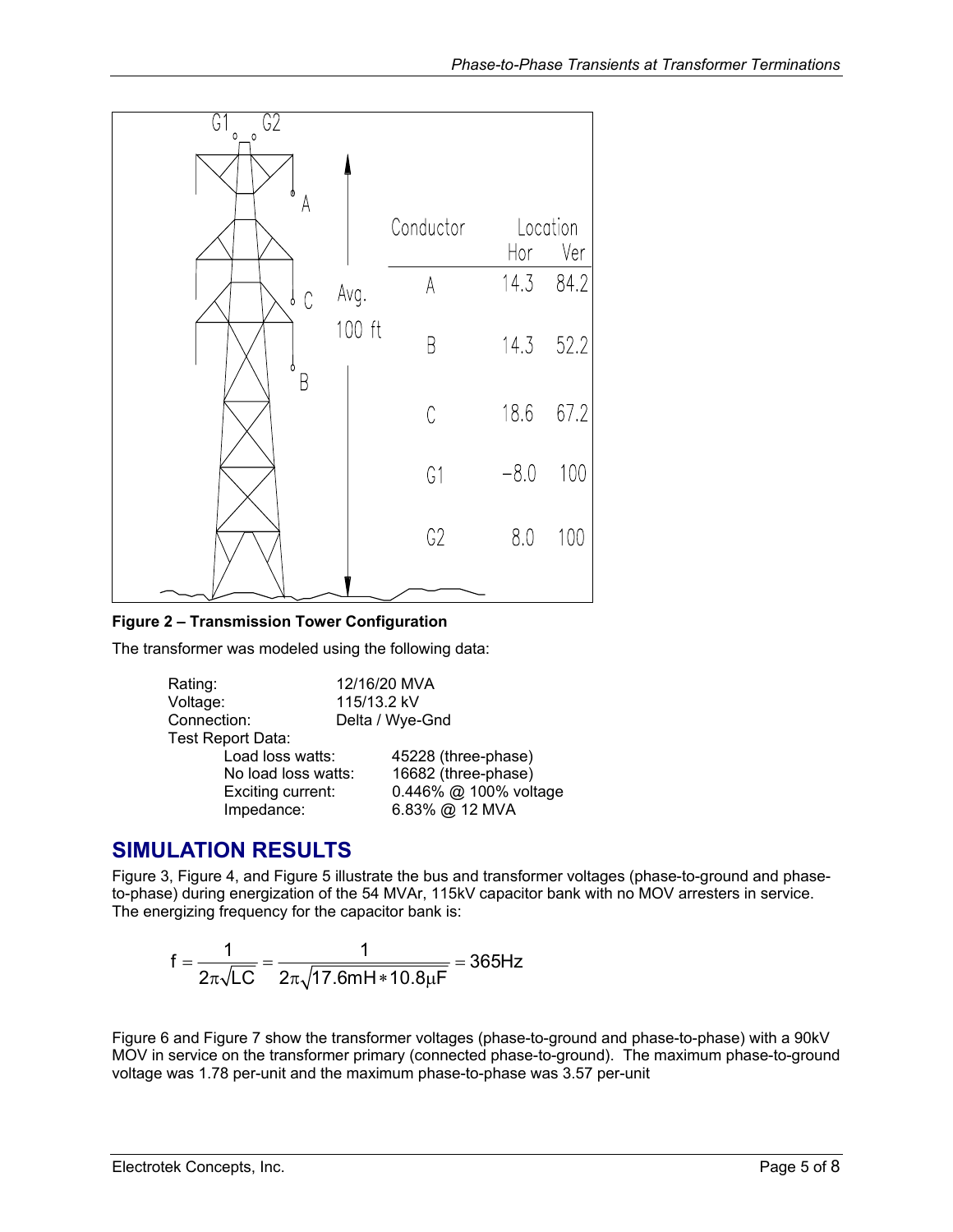| Conductor | Location Hor | Location Ver |
|---|---|---|
| A | 14.3 | 84.2 |
| B | 14.3 | 52.2 |
| C | 18.6 | 67.2 |
| G1 | −8.0 | 100 |
| G2 | 8.0 | 100 |

**Figure 2 – Transmission Tower Configuration**

The transformer was modeled using the following data:

| | |
|---|---|
| Rating: | 12/16/20 MVA |
| Voltage: | 115/13.2 kV |
| Connection: | Delta / Wye-Gnd |
| Test Report Data: | |
| Load loss watts: | 45228 (three-phase) |
| No load loss watts: | 16682 (three-phase) |
| Exciting current: | 0.446% @ 100% voltage |
| Impedance: | 6.83% @ 12 MVA |

## SIMULATION RESULTS

Figure 3, Figure 4, and Figure 5 illustrate the bus and transformer voltages (phase-to-ground and phase-to-phase) during energization of the 54 MVAr, 115kV capacitor bank with no MOV arresters in service. The energizing frequency for the capacitor bank is:

$$f = \frac{1}{2\pi\sqrt{LC}} = \frac{1}{2\pi\sqrt{17.6\text{mH} * 10.8\mu\text{F}}} = 365\text{Hz}$$

Figure 6 and Figure 7 show the transformer voltages (phase-to-ground and phase-to-phase) with a 90kV MOV in service on the transformer primary (connected phase-to-ground). The maximum phase-to-ground voltage was 1.78 per-unit and the maximum phase-to-phase was 3.57 per-unit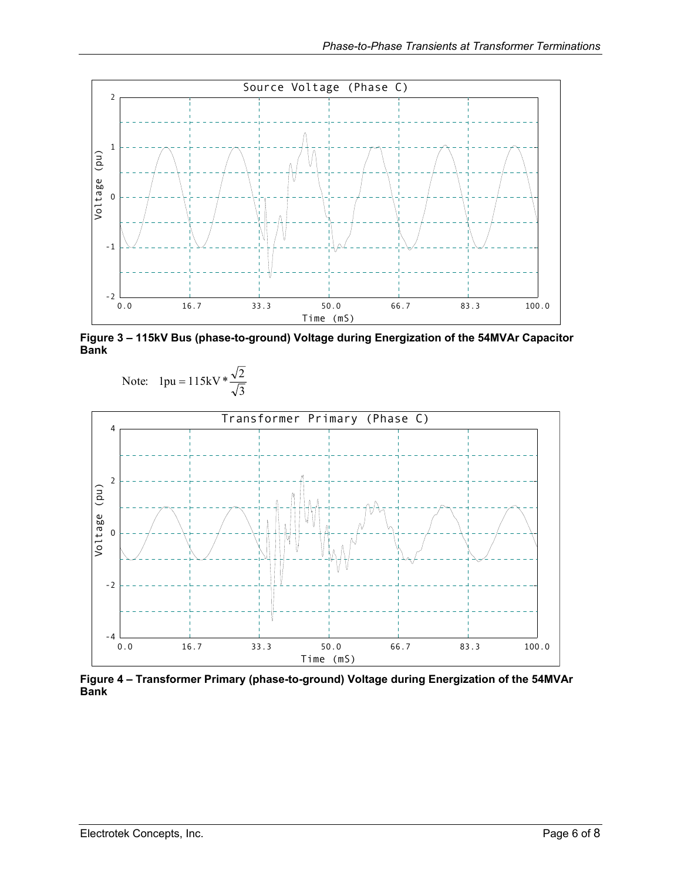**Figure 3 – 115kV Bus (phase-to-ground) Voltage during Energization of the 54MVAr Capacitor Bank**

Note: $1\text{pu} = 115\text{kV} * \dfrac{\sqrt{2}}{\sqrt{3}}$

**Figure 4 – Transformer Primary (phase-to-ground) Voltage during Energization of the 54MVAr Bank**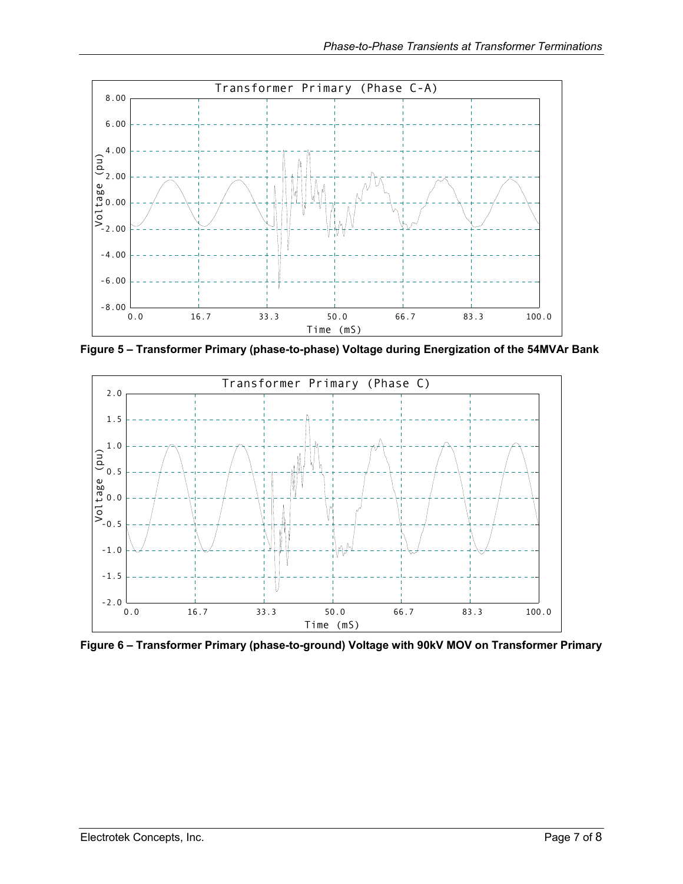Figure 5 – Transformer Primary (phase-to-phase) Voltage during Energization of the 54MVAr Bank

Figure 6 – Transformer Primary (phase-to-ground) Voltage with 90kV MOV on Transformer Primary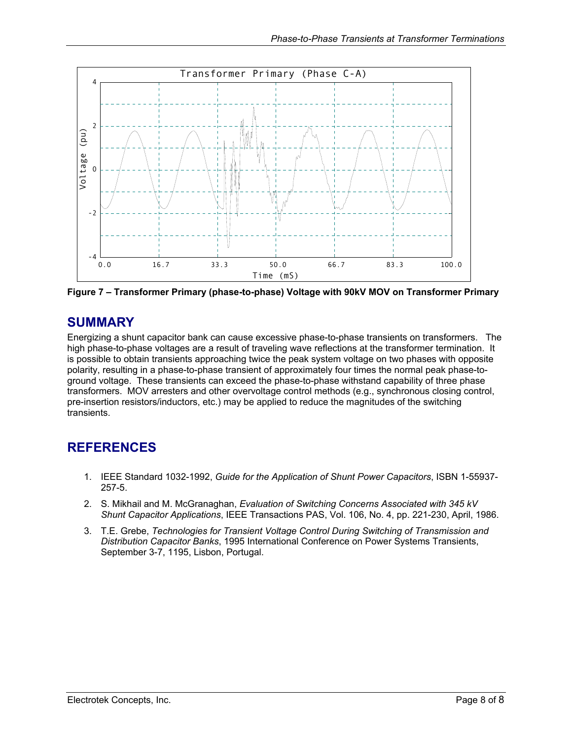Transformer Primary (Phase C-A)

4
2
0
-2
-4

Voltage (pu)

0.0
16.7
33.3
50.0
66.7
83.3
100.0

Time (mS)

**Figure 7 – Transformer Primary (phase-to-phase) Voltage with 90kV MOV on Transformer Primary**

## SUMMARY

Energizing a shunt capacitor bank can cause excessive phase-to-phase transients on transformers. The high phase-to-phase voltages are a result of traveling wave reflections at the transformer termination. It is possible to obtain transients approaching twice the peak system voltage on two phases with opposite polarity, resulting in a phase-to-phase transient of approximately four times the normal peak phase-to-ground voltage. These transients can exceed the phase-to-phase withstand capability of three phase transformers. MOV arresters and other overvoltage control methods (e.g., synchronous closing control, pre-insertion resistors/inductors, etc.) may be applied to reduce the magnitudes of the switching transients.

## REFERENCES

1. IEEE Standard 1032-1992, *Guide for the Application of Shunt Power Capacitors*, ISBN 1-55937-257-5.
2. S. Mikhail and M. McGranaghan, *Evaluation of Switching Concerns Associated with 345 kV Shunt Capacitor Applications*, IEEE Transactions PAS, Vol. 106, No. 4, pp. 221-230, April, 1986.
3. T.E. Grebe, *Technologies for Transient Voltage Control During Switching of Transmission and Distribution Capacitor Banks*, 1995 International Conference on Power Systems Transients, September 3-7, 1195, Lisbon, Portugal.